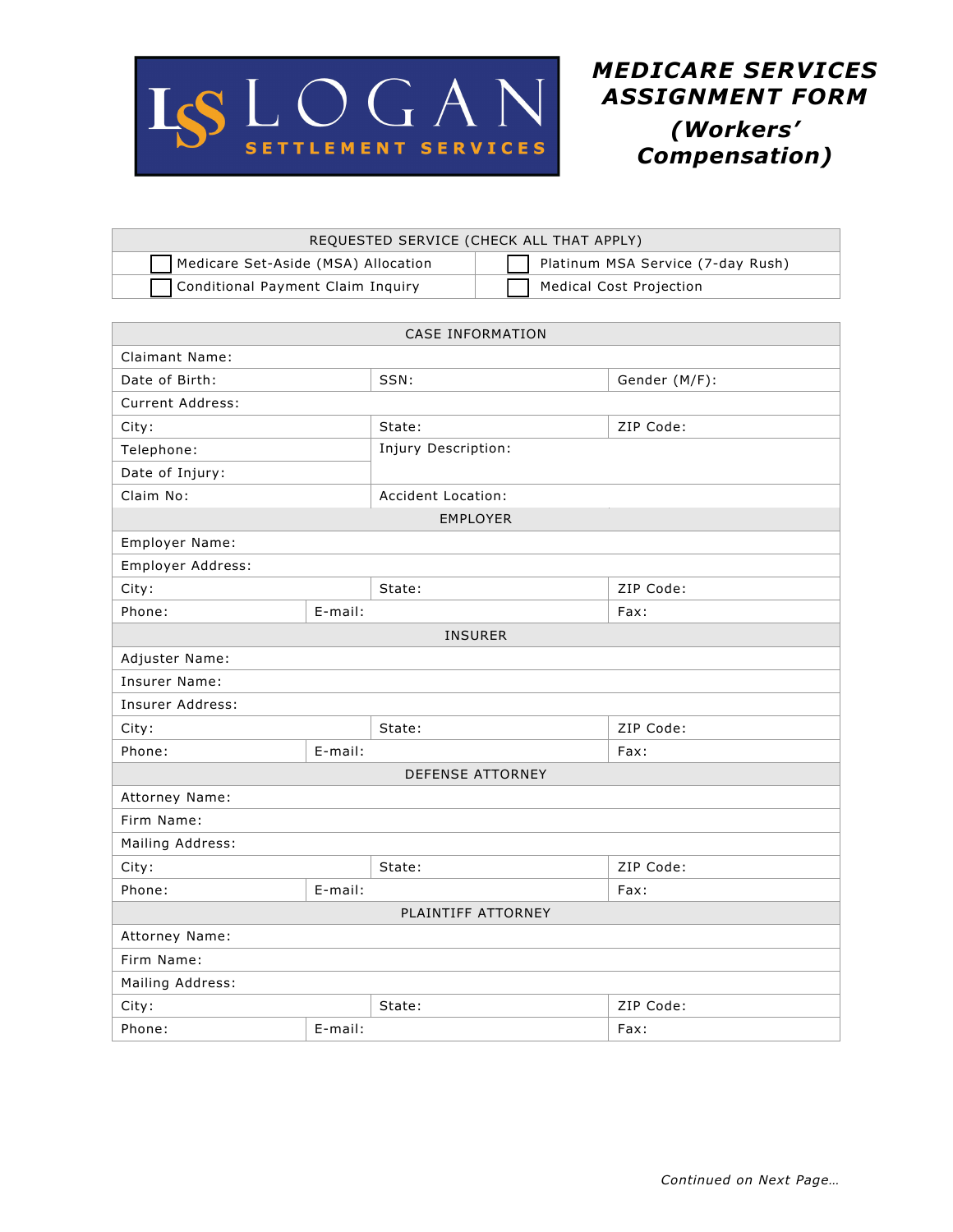LOGAN SETTLEMENT SERVICES

# MEDICARE SERVICES ASSIGNMENT FORM (Workers' Compensation)

| REQUESTED SERVICE (CHECK ALL THAT APPLY) | |
|---|---|
| ☐ Medicare Set-Aside (MSA) Allocation | ☐ Platinum MSA Service (7-day Rush) |
| ☐ Conditional Payment Claim Inquiry | ☐ Medical Cost Projection |

| CASE INFORMATION | | |
|---|---|---|
| Claimant Name: | | |
| Date of Birth: | SSN: | Gender (M/F): |
| Current Address: | | |
| City: | State: | ZIP Code: |
| Telephone: | Injury Description: | |
| Date of Injury: | | |
| Claim No: | Accident Location: | |
| **EMPLOYER** | | |
| Employer Name: | | |
| Employer Address: | | |
| City: | State: | ZIP Code: |
| Phone: | E-mail: | Fax: |
| **INSURER** | | |
| Adjuster Name: | | |
| Insurer Name: | | |
| Insurer Address: | | |
| City: | State: | ZIP Code: |
| Phone: | E-mail: | Fax: |
| **DEFENSE ATTORNEY** | | |
| Attorney Name: | | |
| Firm Name: | | |
| Mailing Address: | | |
| City: | State: | ZIP Code: |
| Phone: | E-mail: | Fax: |
| **PLAINTIFF ATTORNEY** | | |
| Attorney Name: | | |
| Firm Name: | | |
| Mailing Address: | | |
| City: | State: | ZIP Code: |
| Phone: | E-mail: | Fax: |

*Continued on Next Page…*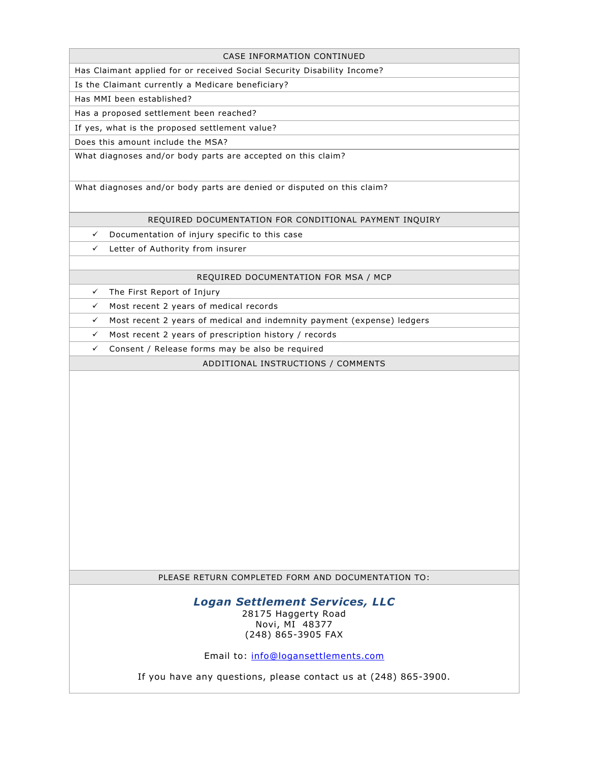| CASE INFORMATION CONTINUED |
| --- |
| Has Claimant applied for or received Social Security Disability Income? |
| Is the Claimant currently a Medicare beneficiary? |
| Has MMI been established? |
| Has a proposed settlement been reached? |
| If yes, what is the proposed settlement value? |
| Does this amount include the MSA? |
| What diagnoses and/or body parts are accepted on this claim? |
| What diagnoses and/or body parts are denied or disputed on this claim? |

## REQUIRED DOCUMENTATION FOR CONDITIONAL PAYMENT INQUIRY

- ✓ Documentation of injury specific to this case
- ✓ Letter of Authority from insurer

## REQUIRED DOCUMENTATION FOR MSA / MCP

- ✓ The First Report of Injury
- ✓ Most recent 2 years of medical records
- ✓ Most recent 2 years of medical and indemnity payment (expense) ledgers
- ✓ Most recent 2 years of prescription history / records
- ✓ Consent / Release forms may be also be required

## ADDITIONAL INSTRUCTIONS / COMMENTS

## PLEASE RETURN COMPLETED FORM AND DOCUMENTATION TO:

***Logan Settlement Services, LLC***
28175 Haggerty Road
Novi, MI 48377
(248) 865-3905 FAX

Email to: info@logansettlements.com

If you have any questions, please contact us at (248) 865-3900.